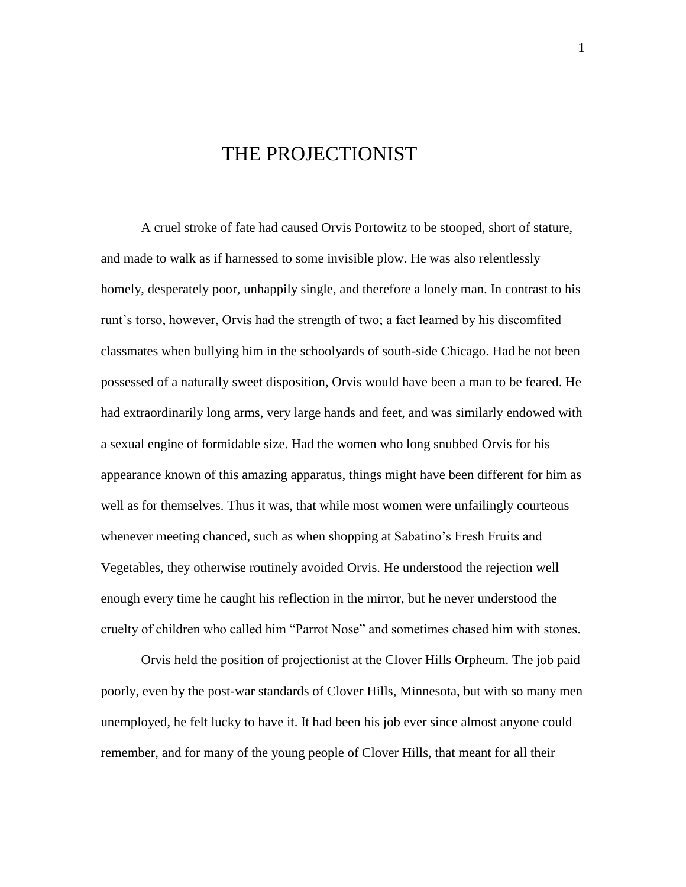# THE PROJECTIONIST

A cruel stroke of fate had caused Orvis Portowitz to be stooped, short of stature, and made to walk as if harnessed to some invisible plow. He was also relentlessly homely, desperately poor, unhappily single, and therefore a lonely man. In contrast to his runt's torso, however, Orvis had the strength of two; a fact learned by his discomfited classmates when bullying him in the schoolyards of south-side Chicago. Had he not been possessed of a naturally sweet disposition, Orvis would have been a man to be feared. He had extraordinarily long arms, very large hands and feet, and was similarly endowed with a sexual engine of formidable size. Had the women who long snubbed Orvis for his appearance known of this amazing apparatus, things might have been different for him as well as for themselves. Thus it was, that while most women were unfailingly courteous whenever meeting chanced, such as when shopping at Sabatino's Fresh Fruits and Vegetables, they otherwise routinely avoided Orvis. He understood the rejection well enough every time he caught his reflection in the mirror, but he never understood the cruelty of children who called him "Parrot Nose" and sometimes chased him with stones.

Orvis held the position of projectionist at the Clover Hills Orpheum. The job paid poorly, even by the post-war standards of Clover Hills, Minnesota, but with so many men unemployed, he felt lucky to have it. It had been his job ever since almost anyone could remember, and for many of the young people of Clover Hills, that meant for all their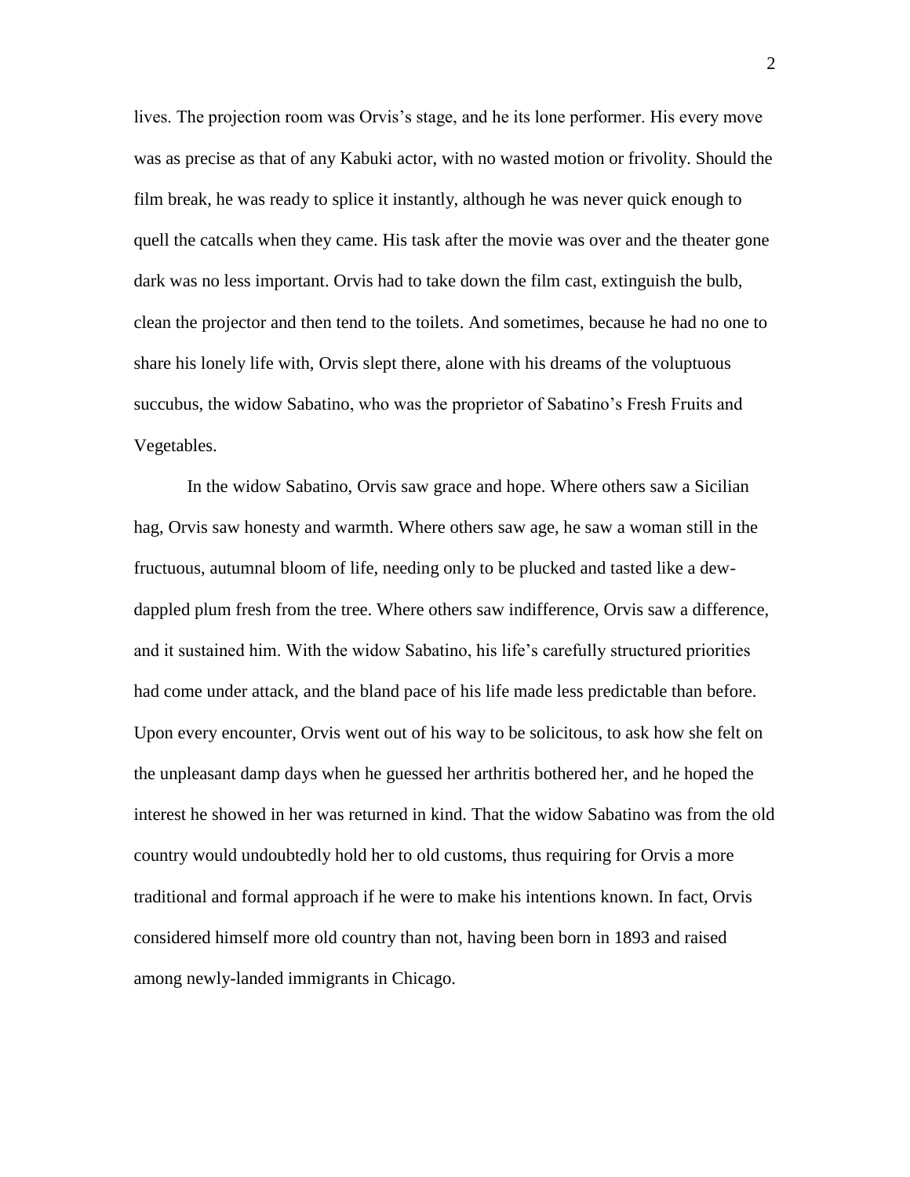lives. The projection room was Orvis's stage, and he its lone performer. His every move was as precise as that of any Kabuki actor, with no wasted motion or frivolity. Should the film break, he was ready to splice it instantly, although he was never quick enough to quell the catcalls when they came. His task after the movie was over and the theater gone dark was no less important. Orvis had to take down the film cast, extinguish the bulb, clean the projector and then tend to the toilets. And sometimes, because he had no one to share his lonely life with, Orvis slept there, alone with his dreams of the voluptuous succubus, the widow Sabatino, who was the proprietor of Sabatino's Fresh Fruits and Vegetables.

In the widow Sabatino, Orvis saw grace and hope. Where others saw a Sicilian hag, Orvis saw honesty and warmth. Where others saw age, he saw a woman still in the fructuous, autumnal bloom of life, needing only to be plucked and tasted like a dew-dappled plum fresh from the tree. Where others saw indifference, Orvis saw a difference, and it sustained him. With the widow Sabatino, his life's carefully structured priorities had come under attack, and the bland pace of his life made less predictable than before. Upon every encounter, Orvis went out of his way to be solicitous, to ask how she felt on the unpleasant damp days when he guessed her arthritis bothered her, and he hoped the interest he showed in her was returned in kind. That the widow Sabatino was from the old country would undoubtedly hold her to old customs, thus requiring for Orvis a more traditional and formal approach if he were to make his intentions known. In fact, Orvis considered himself more old country than not, having been born in 1893 and raised among newly-landed immigrants in Chicago.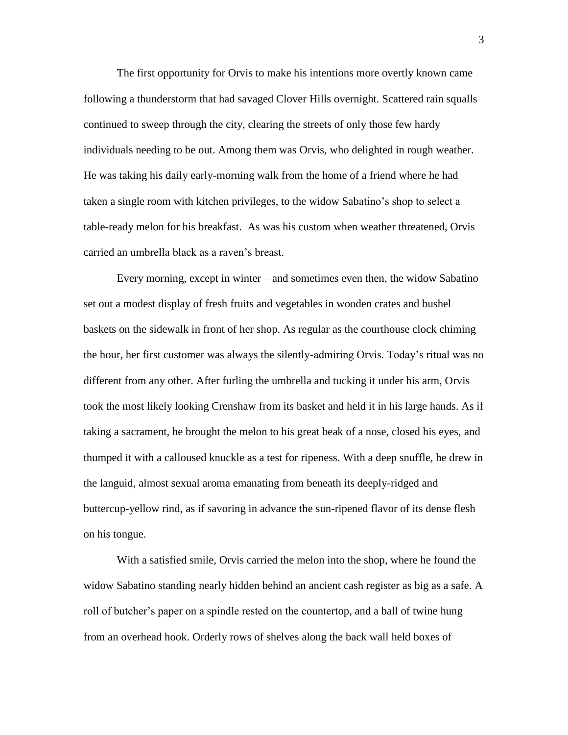The first opportunity for Orvis to make his intentions more overtly known came following a thunderstorm that had savaged Clover Hills overnight. Scattered rain squalls continued to sweep through the city, clearing the streets of only those few hardy individuals needing to be out. Among them was Orvis, who delighted in rough weather. He was taking his daily early-morning walk from the home of a friend where he had taken a single room with kitchen privileges, to the widow Sabatino's shop to select a table-ready melon for his breakfast. As was his custom when weather threatened, Orvis carried an umbrella black as a raven's breast.

Every morning, except in winter – and sometimes even then, the widow Sabatino set out a modest display of fresh fruits and vegetables in wooden crates and bushel baskets on the sidewalk in front of her shop. As regular as the courthouse clock chiming the hour, her first customer was always the silently-admiring Orvis. Today's ritual was no different from any other. After furling the umbrella and tucking it under his arm, Orvis took the most likely looking Crenshaw from its basket and held it in his large hands. As if taking a sacrament, he brought the melon to his great beak of a nose, closed his eyes, and thumped it with a calloused knuckle as a test for ripeness. With a deep snuffle, he drew in the languid, almost sexual aroma emanating from beneath its deeply-ridged and buttercup-yellow rind, as if savoring in advance the sun-ripened flavor of its dense flesh on his tongue.

With a satisfied smile, Orvis carried the melon into the shop, where he found the widow Sabatino standing nearly hidden behind an ancient cash register as big as a safe. A roll of butcher's paper on a spindle rested on the countertop, and a ball of twine hung from an overhead hook. Orderly rows of shelves along the back wall held boxes of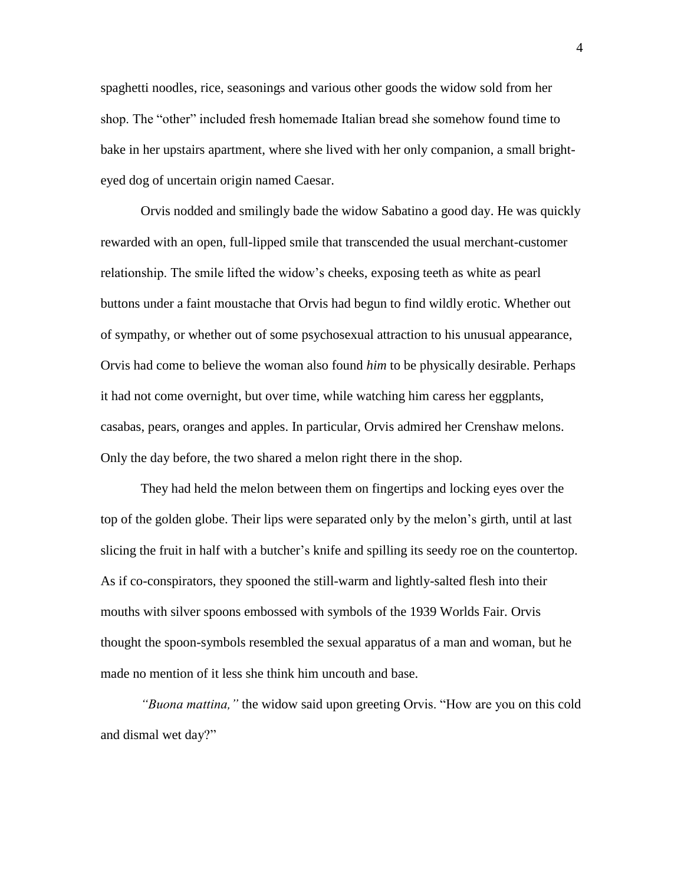spaghetti noodles, rice, seasonings and various other goods the widow sold from her shop. The "other" included fresh homemade Italian bread she somehow found time to bake in her upstairs apartment, where she lived with her only companion, a small bright-eyed dog of uncertain origin named Caesar.

Orvis nodded and smilingly bade the widow Sabatino a good day. He was quickly rewarded with an open, full-lipped smile that transcended the usual merchant-customer relationship. The smile lifted the widow's cheeks, exposing teeth as white as pearl buttons under a faint moustache that Orvis had begun to find wildly erotic. Whether out of sympathy, or whether out of some psychosexual attraction to his unusual appearance, Orvis had come to believe the woman also found *him* to be physically desirable. Perhaps it had not come overnight, but over time, while watching him caress her eggplants, casabas, pears, oranges and apples. In particular, Orvis admired her Crenshaw melons. Only the day before, the two shared a melon right there in the shop.

They had held the melon between them on fingertips and locking eyes over the top of the golden globe. Their lips were separated only by the melon's girth, until at last slicing the fruit in half with a butcher's knife and spilling its seedy roe on the countertop. As if co-conspirators, they spooned the still-warm and lightly-salted flesh into their mouths with silver spoons embossed with symbols of the 1939 Worlds Fair. Orvis thought the spoon-symbols resembled the sexual apparatus of a man and woman, but he made no mention of it less she think him uncouth and base.

*"Buona mattina,"* the widow said upon greeting Orvis. "How are you on this cold and dismal wet day?"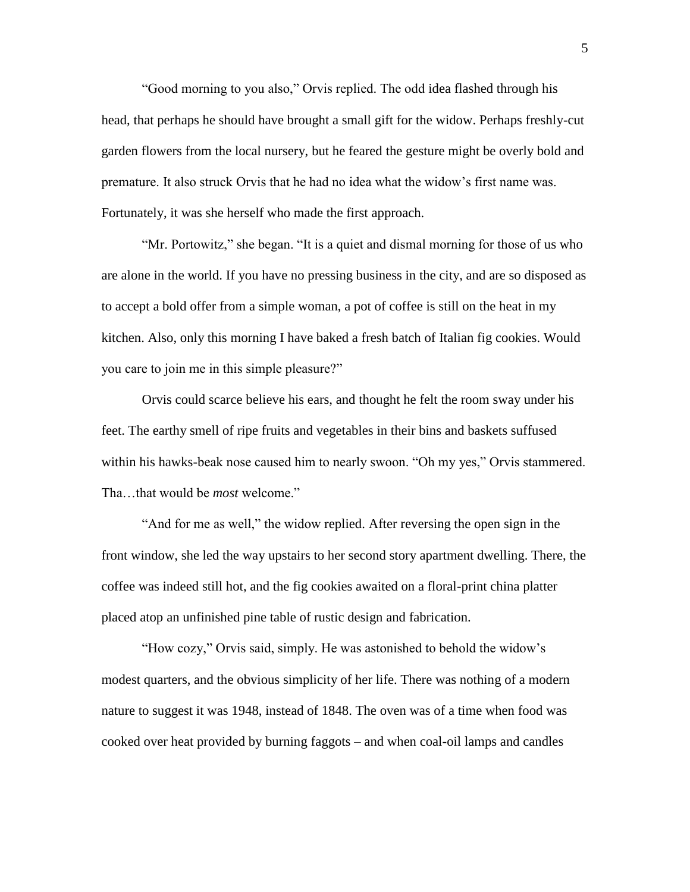"Good morning to you also," Orvis replied. The odd idea flashed through his head, that perhaps he should have brought a small gift for the widow. Perhaps freshly-cut garden flowers from the local nursery, but he feared the gesture might be overly bold and premature. It also struck Orvis that he had no idea what the widow's first name was. Fortunately, it was she herself who made the first approach.

"Mr. Portowitz," she began. "It is a quiet and dismal morning for those of us who are alone in the world. If you have no pressing business in the city, and are so disposed as to accept a bold offer from a simple woman, a pot of coffee is still on the heat in my kitchen. Also, only this morning I have baked a fresh batch of Italian fig cookies. Would you care to join me in this simple pleasure?"

Orvis could scarce believe his ears, and thought he felt the room sway under his feet. The earthy smell of ripe fruits and vegetables in their bins and baskets suffused within his hawks-beak nose caused him to nearly swoon. "Oh my yes," Orvis stammered. Tha…that would be *most* welcome."

"And for me as well," the widow replied. After reversing the open sign in the front window, she led the way upstairs to her second story apartment dwelling. There, the coffee was indeed still hot, and the fig cookies awaited on a floral-print china platter placed atop an unfinished pine table of rustic design and fabrication.

"How cozy," Orvis said, simply. He was astonished to behold the widow's modest quarters, and the obvious simplicity of her life. There was nothing of a modern nature to suggest it was 1948, instead of 1848. The oven was of a time when food was cooked over heat provided by burning faggots – and when coal-oil lamps and candles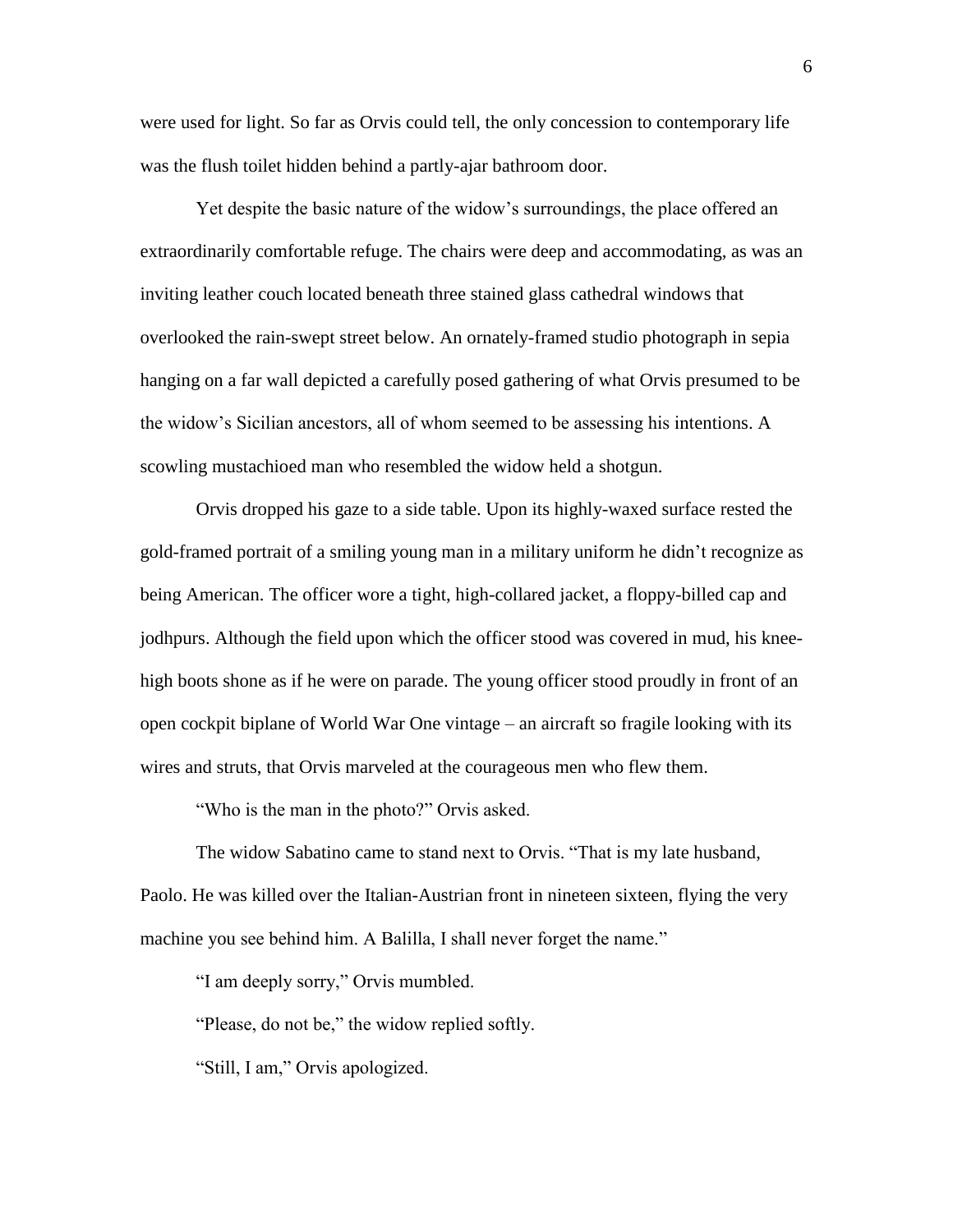were used for light. So far as Orvis could tell, the only concession to contemporary life was the flush toilet hidden behind a partly-ajar bathroom door.

Yet despite the basic nature of the widow's surroundings, the place offered an extraordinarily comfortable refuge. The chairs were deep and accommodating, as was an inviting leather couch located beneath three stained glass cathedral windows that overlooked the rain-swept street below. An ornately-framed studio photograph in sepia hanging on a far wall depicted a carefully posed gathering of what Orvis presumed to be the widow's Sicilian ancestors, all of whom seemed to be assessing his intentions. A scowling mustachioed man who resembled the widow held a shotgun.

Orvis dropped his gaze to a side table. Upon its highly-waxed surface rested the gold-framed portrait of a smiling young man in a military uniform he didn't recognize as being American. The officer wore a tight, high-collared jacket, a floppy-billed cap and jodhpurs. Although the field upon which the officer stood was covered in mud, his knee-high boots shone as if he were on parade. The young officer stood proudly in front of an open cockpit biplane of World War One vintage – an aircraft so fragile looking with its wires and struts, that Orvis marveled at the courageous men who flew them.

"Who is the man in the photo?" Orvis asked.

The widow Sabatino came to stand next to Orvis. "That is my late husband, Paolo. He was killed over the Italian-Austrian front in nineteen sixteen, flying the very machine you see behind him. A Balilla, I shall never forget the name."

"I am deeply sorry," Orvis mumbled.

"Please, do not be," the widow replied softly.

"Still, I am," Orvis apologized.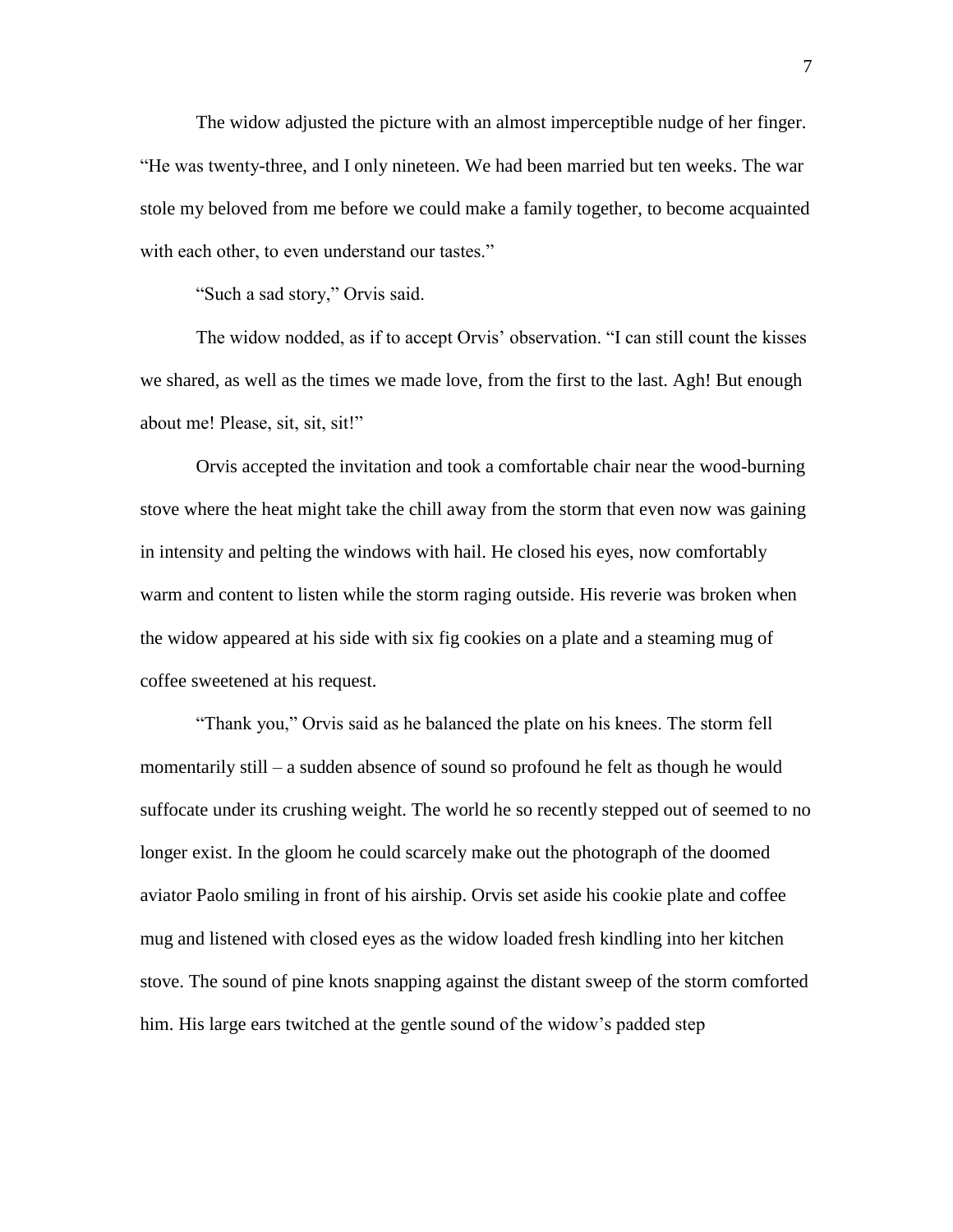The widow adjusted the picture with an almost imperceptible nudge of her finger. "He was twenty-three, and I only nineteen. We had been married but ten weeks. The war stole my beloved from me before we could make a family together, to become acquainted with each other, to even understand our tastes."

"Such a sad story," Orvis said.

The widow nodded, as if to accept Orvis' observation. "I can still count the kisses we shared, as well as the times we made love, from the first to the last. Agh! But enough about me! Please, sit, sit, sit!"

Orvis accepted the invitation and took a comfortable chair near the wood-burning stove where the heat might take the chill away from the storm that even now was gaining in intensity and pelting the windows with hail. He closed his eyes, now comfortably warm and content to listen while the storm raging outside. His reverie was broken when the widow appeared at his side with six fig cookies on a plate and a steaming mug of coffee sweetened at his request.

"Thank you," Orvis said as he balanced the plate on his knees. The storm fell momentarily still – a sudden absence of sound so profound he felt as though he would suffocate under its crushing weight. The world he so recently stepped out of seemed to no longer exist. In the gloom he could scarcely make out the photograph of the doomed aviator Paolo smiling in front of his airship. Orvis set aside his cookie plate and coffee mug and listened with closed eyes as the widow loaded fresh kindling into her kitchen stove. The sound of pine knots snapping against the distant sweep of the storm comforted him. His large ears twitched at the gentle sound of the widow's padded step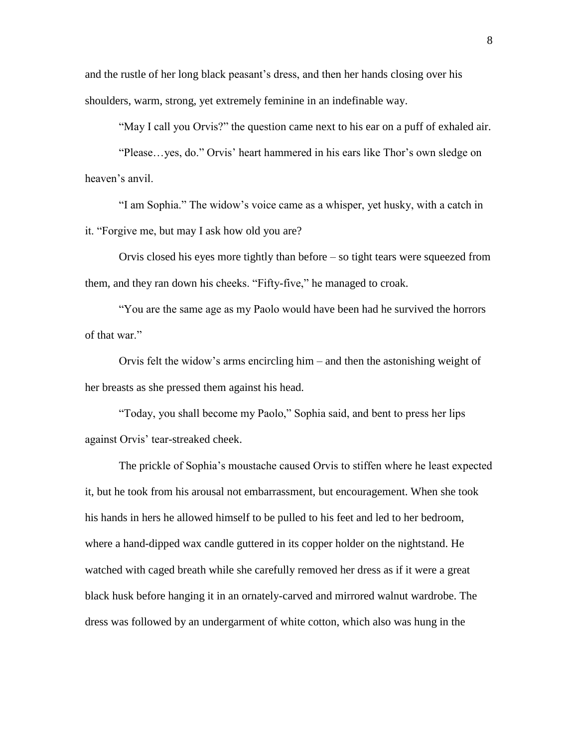and the rustle of her long black peasant's dress, and then her hands closing over his shoulders, warm, strong, yet extremely feminine in an indefinable way.

"May I call you Orvis?" the question came next to his ear on a puff of exhaled air.

"Please…yes, do." Orvis' heart hammered in his ears like Thor's own sledge on heaven's anvil.

"I am Sophia." The widow's voice came as a whisper, yet husky, with a catch in it. "Forgive me, but may I ask how old you are?

Orvis closed his eyes more tightly than before – so tight tears were squeezed from them, and they ran down his cheeks. "Fifty-five," he managed to croak.

"You are the same age as my Paolo would have been had he survived the horrors of that war."

Orvis felt the widow's arms encircling him – and then the astonishing weight of her breasts as she pressed them against his head.

"Today, you shall become my Paolo," Sophia said, and bent to press her lips against Orvis' tear-streaked cheek.

The prickle of Sophia's moustache caused Orvis to stiffen where he least expected it, but he took from his arousal not embarrassment, but encouragement. When she took his hands in hers he allowed himself to be pulled to his feet and led to her bedroom, where a hand-dipped wax candle guttered in its copper holder on the nightstand. He watched with caged breath while she carefully removed her dress as if it were a great black husk before hanging it in an ornately-carved and mirrored walnut wardrobe. The dress was followed by an undergarment of white cotton, which also was hung in the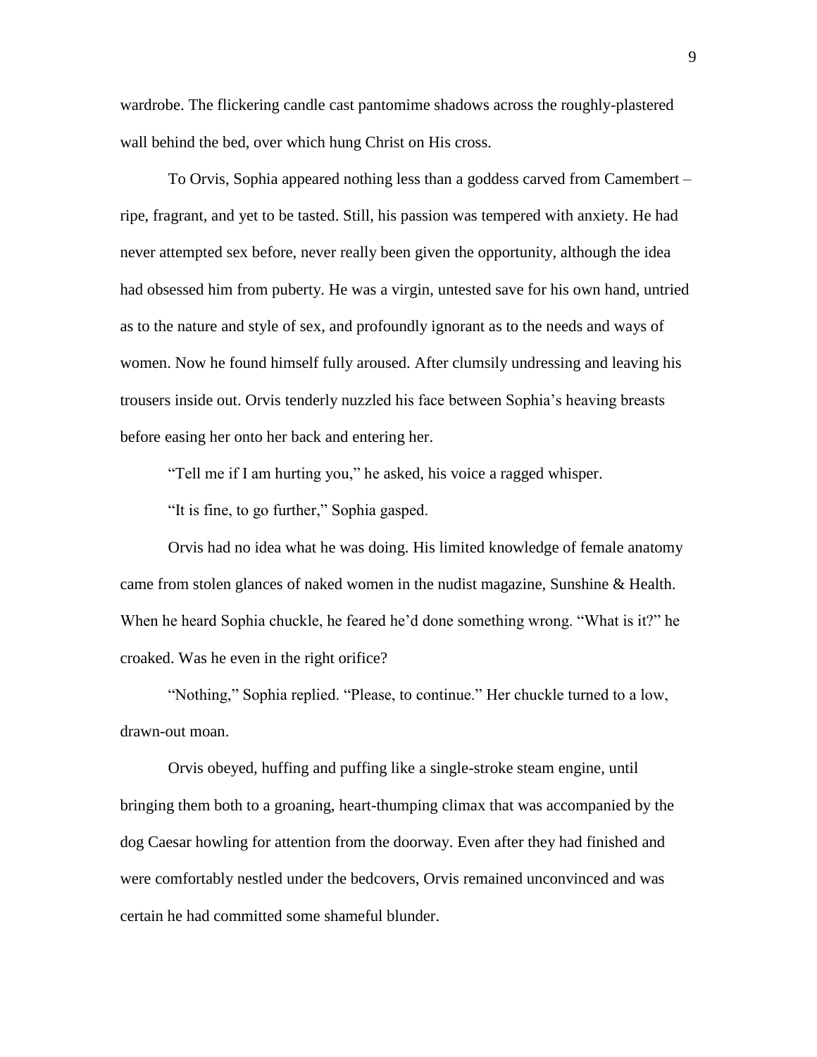wardrobe. The flickering candle cast pantomime shadows across the roughly-plastered wall behind the bed, over which hung Christ on His cross.

To Orvis, Sophia appeared nothing less than a goddess carved from Camembert – ripe, fragrant, and yet to be tasted. Still, his passion was tempered with anxiety. He had never attempted sex before, never really been given the opportunity, although the idea had obsessed him from puberty. He was a virgin, untested save for his own hand, untried as to the nature and style of sex, and profoundly ignorant as to the needs and ways of women. Now he found himself fully aroused. After clumsily undressing and leaving his trousers inside out. Orvis tenderly nuzzled his face between Sophia's heaving breasts before easing her onto her back and entering her.

"Tell me if I am hurting you," he asked, his voice a ragged whisper.

"It is fine, to go further," Sophia gasped.

Orvis had no idea what he was doing. His limited knowledge of female anatomy came from stolen glances of naked women in the nudist magazine, Sunshine & Health. When he heard Sophia chuckle, he feared he'd done something wrong. "What is it?" he croaked. Was he even in the right orifice?

"Nothing," Sophia replied. "Please, to continue." Her chuckle turned to a low, drawn-out moan.

Orvis obeyed, huffing and puffing like a single-stroke steam engine, until bringing them both to a groaning, heart-thumping climax that was accompanied by the dog Caesar howling for attention from the doorway. Even after they had finished and were comfortably nestled under the bedcovers, Orvis remained unconvinced and was certain he had committed some shameful blunder.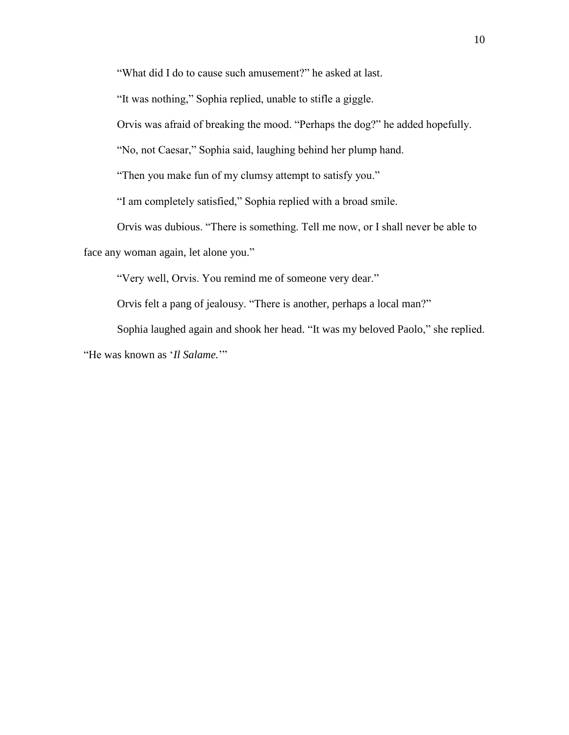"What did I do to cause such amusement?" he asked at last.

"It was nothing," Sophia replied, unable to stifle a giggle.

Orvis was afraid of breaking the mood. "Perhaps the dog?" he added hopefully.

"No, not Caesar," Sophia said, laughing behind her plump hand.

"Then you make fun of my clumsy attempt to satisfy you."

"I am completely satisfied," Sophia replied with a broad smile.

Orvis was dubious. "There is something. Tell me now, or I shall never be able to face any woman again, let alone you."

"Very well, Orvis. You remind me of someone very dear."

Orvis felt a pang of jealousy. "There is another, perhaps a local man?"

Sophia laughed again and shook her head. "It was my beloved Paolo," she replied. "He was known as '*Il Salame.*'"